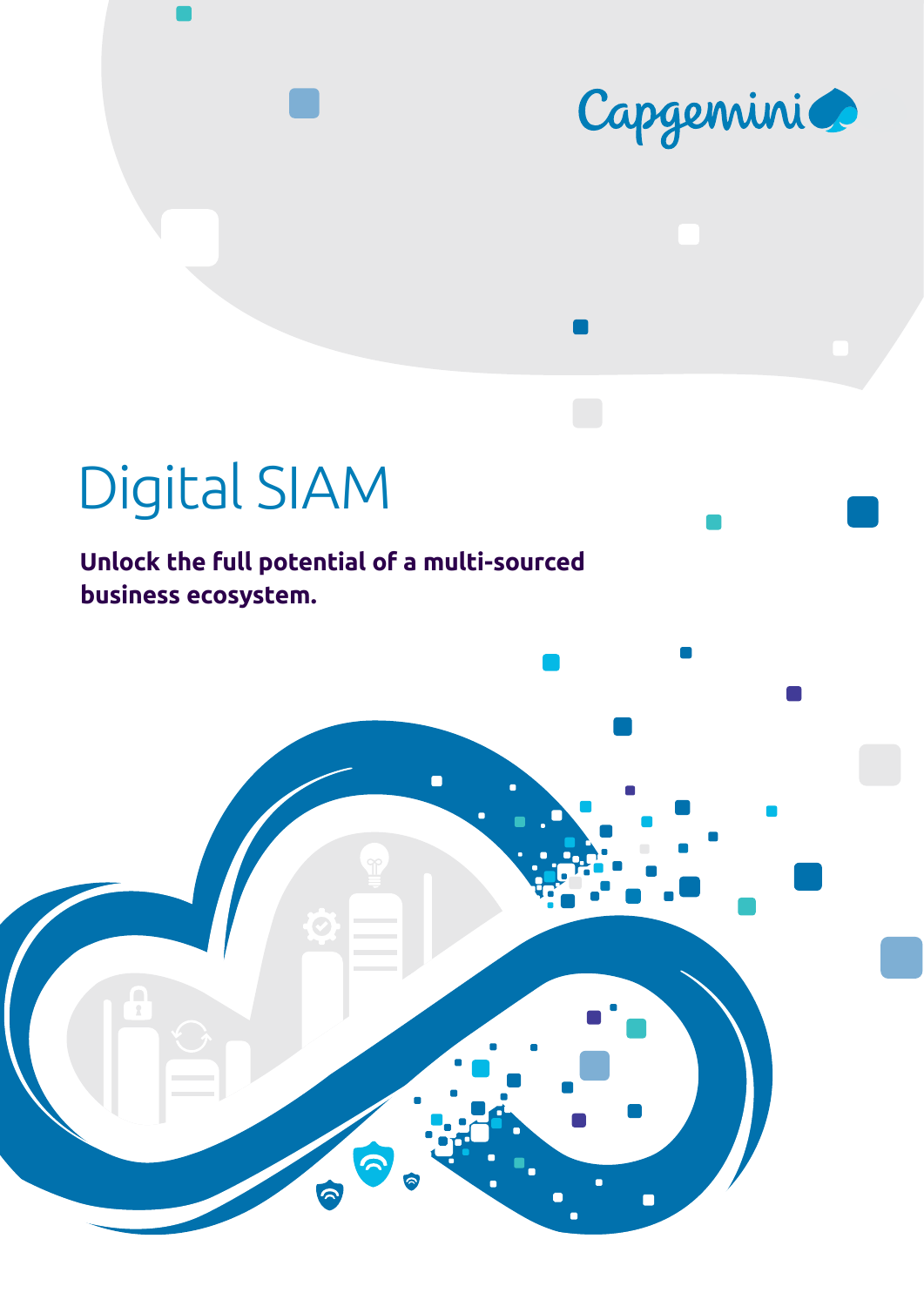# Digital SIAM

**Unlock the full potential of a multi-sourced business ecosystem.**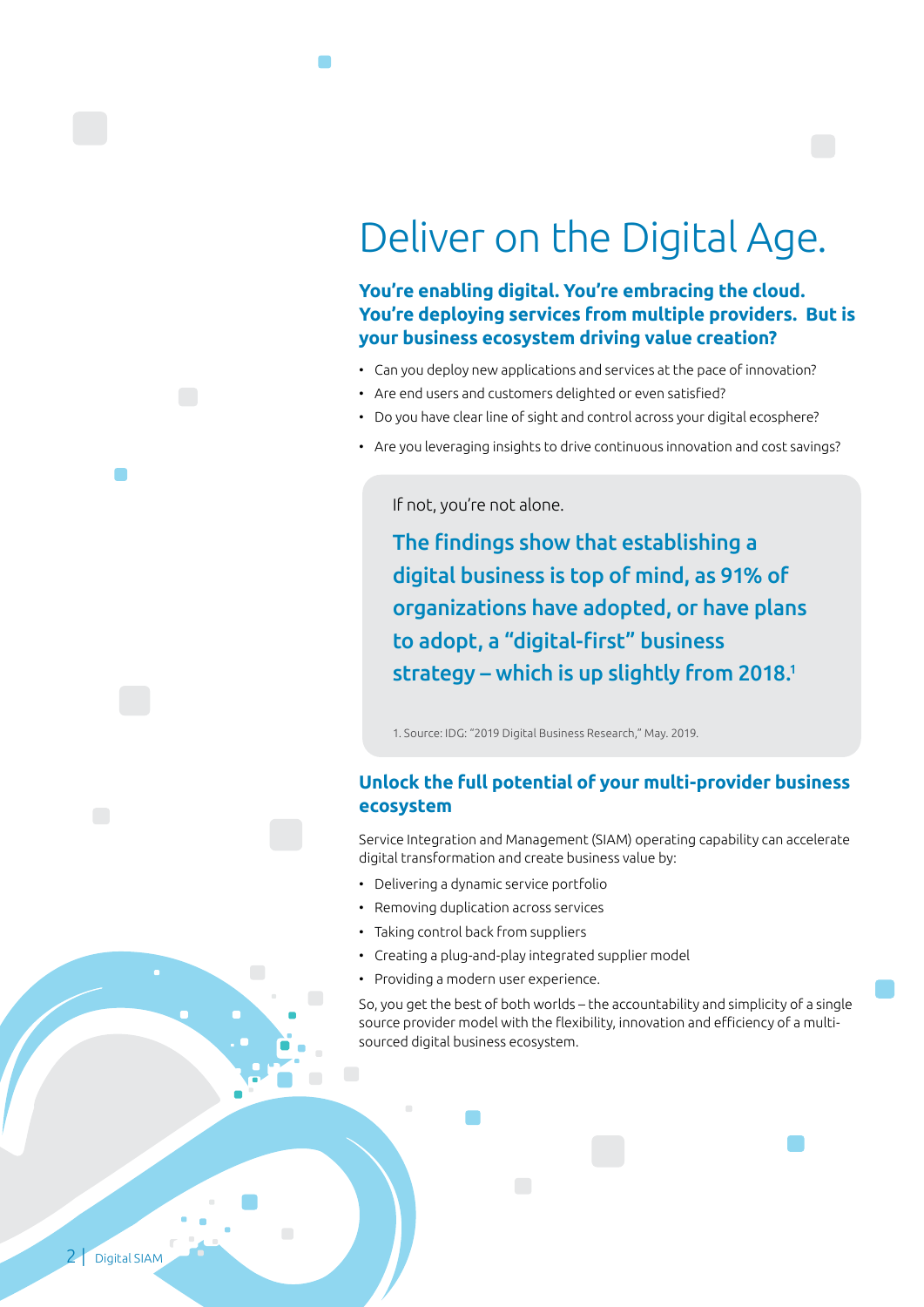# Deliver on the Digital Age.

**You're enabling digital. You're embracing the cloud. You're deploying services from multiple providers. But is your business ecosystem driving value creation?**

- Can you deploy new applications and services at the pace of innovation?
- Are end users and customers delighted or even satisfied?
- Do you have clear line of sight and control across your digital ecosphere?
- Are you leveraging insights to drive continuous innovation and cost savings?

If not, you're not alone.

**The findings show that establishing a digital business is top of mind, as 91% of organizations have adopted, or have plans to adopt, a "digital-first" business strategy – which is up slightly from 2018.[1]**

1. Source: IDG: "2019 Digital Business Research," May. 2019.

## Unlock the full potential of your multi-provider business ecosystem

Service Integration and Management (SIAM) operating capability can accelerate digital transformation and create business value by:

- Delivering a dynamic service portfolio
- Removing duplication across services
- Taking control back from suppliers
- Creating a plug-and-play integrated supplier model
- Providing a modern user experience.

So, you get the best of both worlds – the accountability and simplicity of a single source provider model with the flexibility, innovation and efficiency of a multi-sourced digital business ecosystem.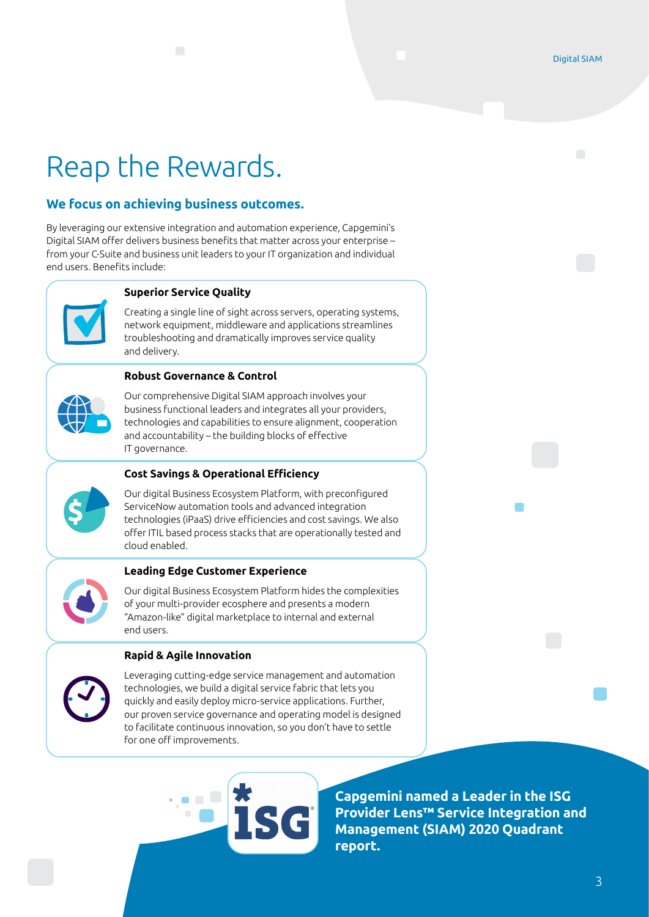# Reap the Rewards.

## We focus on achieving business outcomes.

By leveraging our extensive integration and automation experience, Capgemini's Digital SIAM offer delivers business benefits that matter across your enterprise – from your C-Suite and business unit leaders to your IT organization and individual end users. Benefits include:

### Superior Service Quality

Creating a single line of sight across servers, operating systems, network equipment, middleware and applications streamlines troubleshooting and dramatically improves service quality and delivery.

### Robust Governance & Control

Our comprehensive Digital SIAM approach involves your business functional leaders and integrates all your providers, technologies and capabilities to ensure alignment, cooperation and accountability – the building blocks of effective IT governance.

### Cost Savings & Operational Efficiency

Our digital Business Ecosystem Platform, with preconfigured ServiceNow automation tools and advanced integration technologies (iPaaS) drive efficiencies and cost savings. We also offer ITIL based process stacks that are operationally tested and cloud enabled.

### Leading Edge Customer Experience

Our digital Business Ecosystem Platform hides the complexities of your multi-provider ecosphere and presents a modern "Amazon-like" digital marketplace to internal and external end users.

### Rapid & Agile Innovation

Leveraging cutting-edge service management and automation technologies, we build a digital service fabric that lets you quickly and easily deploy micro-service applications. Further, our proven service governance and operating model is designed to facilitate continuous innovation, so you don't have to settle for one off improvements.

ISG

**Capgemini named a Leader in the ISG Provider Lens™ Service Integration and Management (SIAM) 2020 Quadrant report.**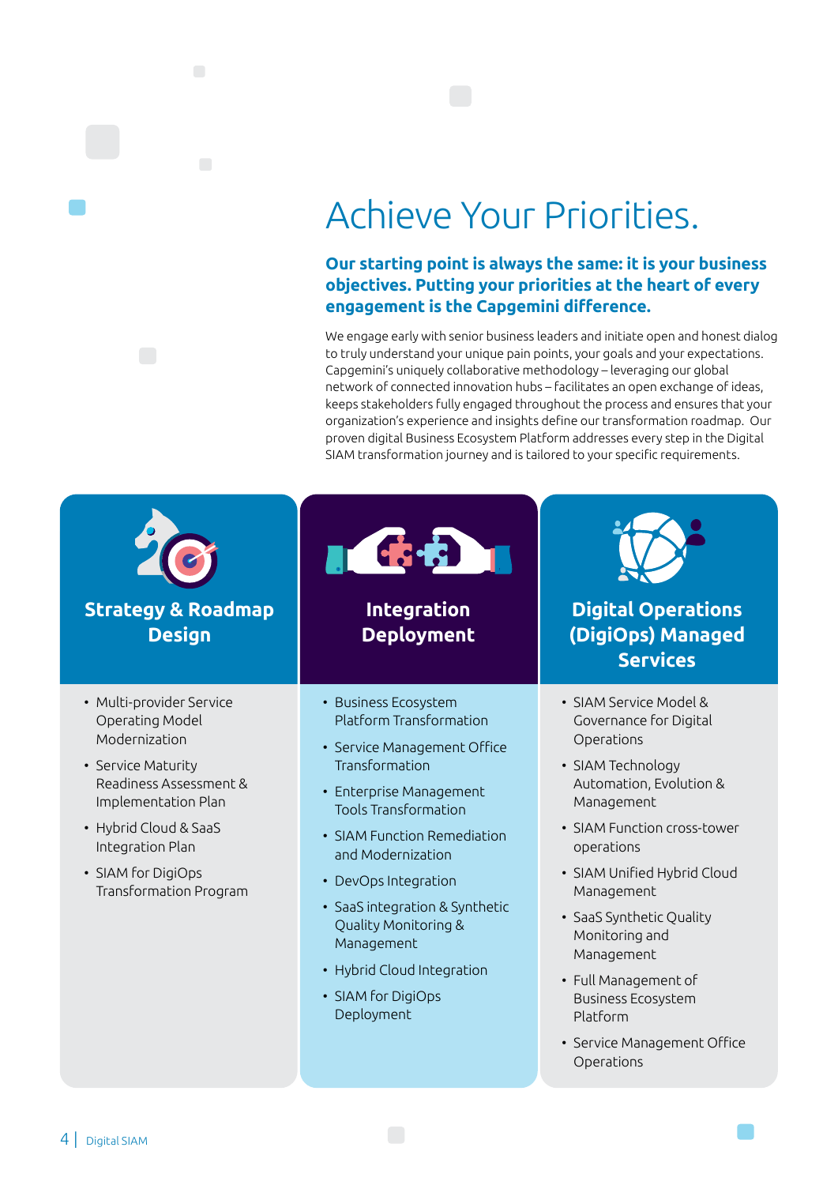# Achieve Your Priorities.

**Our starting point is always the same: it is your business objectives. Putting your priorities at the heart of every engagement is the Capgemini difference.**

We engage early with senior business leaders and initiate open and honest dialog to truly understand your unique pain points, your goals and your expectations. Capgemini's uniquely collaborative methodology – leveraging our global network of connected innovation hubs – facilitates an open exchange of ideas, keeps stakeholders fully engaged throughout the process and ensures that your organization's experience and insights define our transformation roadmap. Our proven digital Business Ecosystem Platform addresses every step in the Digital SIAM transformation journey and is tailored to your specific requirements.

## Strategy & Roadmap Design

- Multi-provider Service Operating Model Modernization
- Service Maturity Readiness Assessment & Implementation Plan
- Hybrid Cloud & SaaS Integration Plan
- SIAM for DigiOps Transformation Program

## Integration Deployment

- Business Ecosystem Platform Transformation
- Service Management Office Transformation
- Enterprise Management Tools Transformation
- SIAM Function Remediation and Modernization
- DevOps Integration
- SaaS integration & Synthetic Quality Monitoring & Management
- Hybrid Cloud Integration
- SIAM for DigiOps Deployment

## Digital Operations (DigiOps) Managed Services

- SIAM Service Model & Governance for Digital Operations
- SIAM Technology Automation, Evolution & Management
- SIAM Function cross-tower operations
- SIAM Unified Hybrid Cloud Management
- SaaS Synthetic Quality Monitoring and Management
- Full Management of Business Ecosystem Platform
- Service Management Office Operations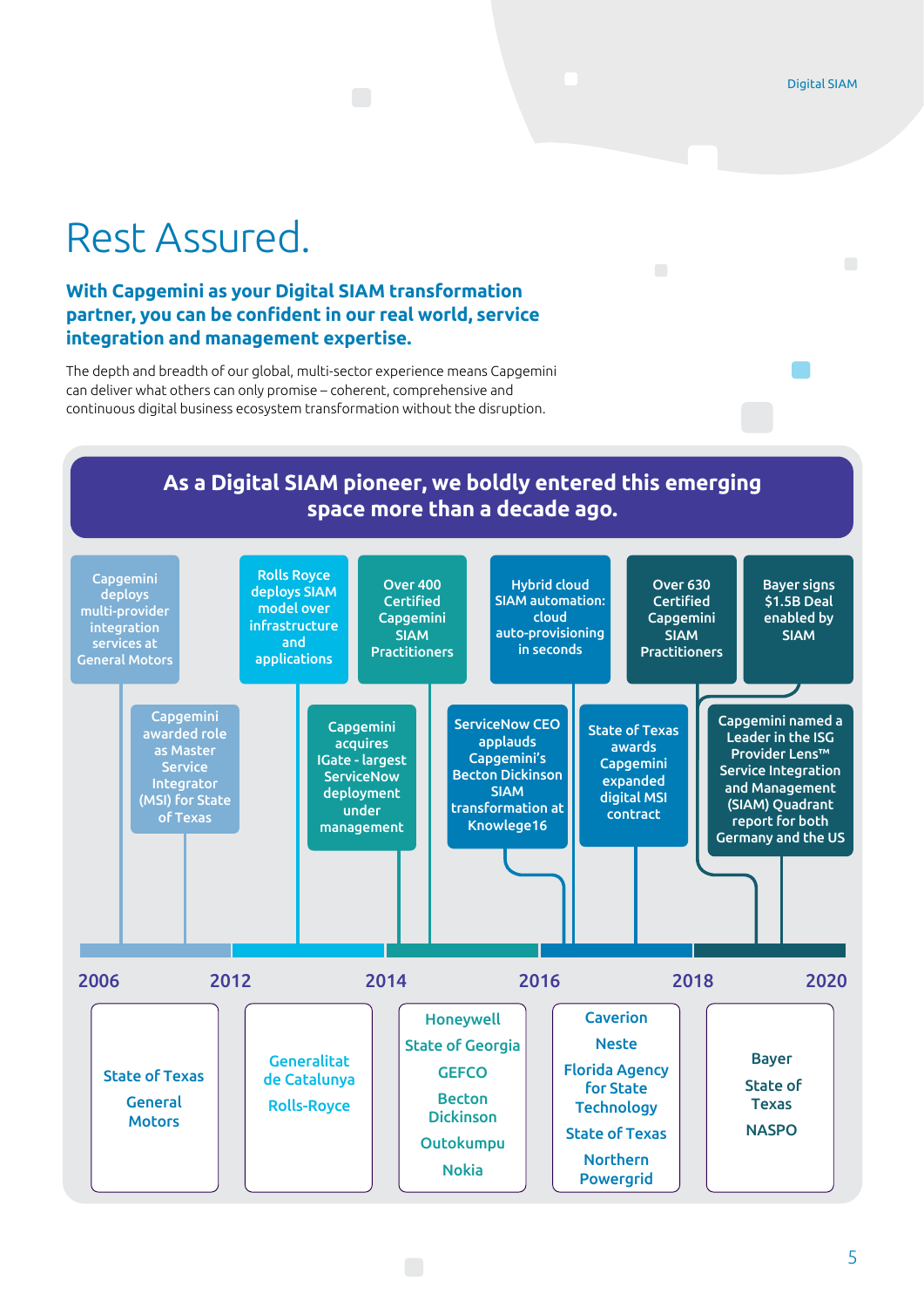# Rest Assured.

**With Capgemini as your Digital SIAM transformation partner, you can be confident in our real world, service integration and management expertise.**

The depth and breadth of our global, multi-sector experience means Capgemini can deliver what others can only promise – coherent, comprehensive and continuous digital business ecosystem transformation without the disruption.

## As a Digital SIAM pioneer, we boldly entered this emerging space more than a decade ago.

- Capgemini deploys multi-provider integration services at General Motors
- Capgemini awarded role as Master Service Integrator (MSI) for State of Texas
- Rolls Royce deploys SIAM model over infrastructure and applications
- Capgemini acquires IGate - largest ServiceNow deployment under management
- Over 400 Certified Capgemini SIAM Practitioners
- ServiceNow CEO applauds Capgemini's Becton Dickinson SIAM transformation at Knowlege16
- Hybrid cloud SIAM automation: cloud auto-provisioning in seconds
- State of Texas awards Capgemini expanded digital MSI contract
- Over 630 Certified Capgemini SIAM Practitioners
- Capgemini named a Leader in the ISG Provider Lens™ Service Integration and Management (SIAM) Quadrant report for both Germany and the US
- Bayer signs $1.5B Deal enabled by SIAM

| 2006 | 2012 | 2014 | 2016 | 2018 – 2020 |
|---|---|---|---|---|
| State of Texas<br>General Motors | Generalitat de Catalunya<br>Rolls-Royce | Honeywell<br>State of Georgia<br>GEFCO<br>Becton Dickinson<br>Outokumpu<br>Nokia | Caverion<br>Neste<br>Florida Agency for State Technology<br>State of Texas<br>Northern Powergrid | Bayer<br>State of Texas<br>NASPO |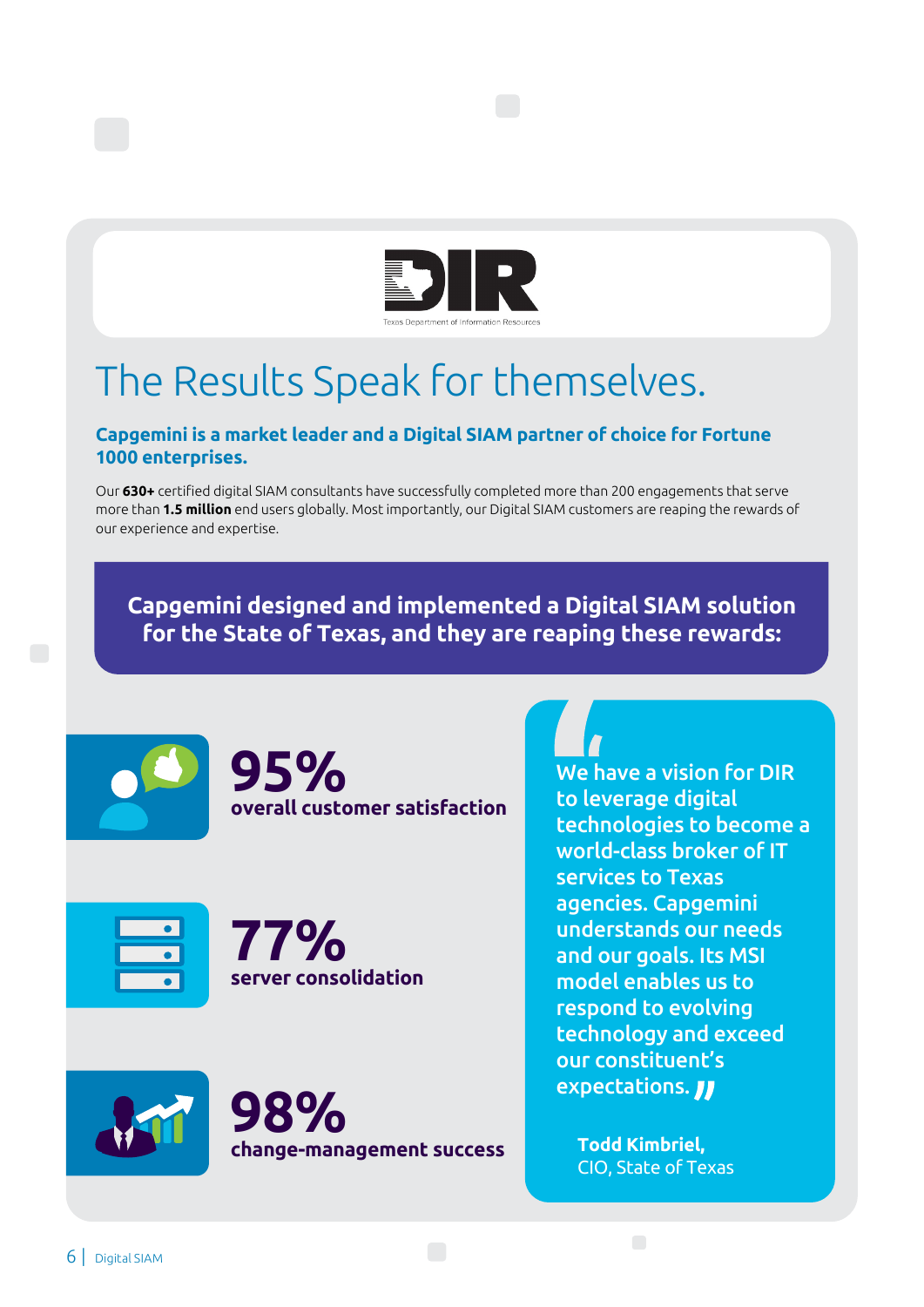DIR

Texas Department of Information Resources

# The Results Speak for themselves.

**Capgemini is a market leader and a Digital SIAM partner of choice for Fortune 1000 enterprises.**

Our **630+** certified digital SIAM consultants have successfully completed more than 200 engagements that serve more than **1.5 million** end users globally. Most importantly, our Digital SIAM customers are reaping the rewards of our experience and expertise.

**Capgemini designed and implemented a Digital SIAM solution for the State of Texas, and they are reaping these rewards:**

**95%**
**overall customer satisfaction**

**77%**
**server consolidation**

**98%**
**change-management success**

> We have a vision for DIR to leverage digital technologies to become a world-class broker of IT services to Texas agencies. Capgemini understands our needs and our goals. Its MSI model enables us to respond to evolving technology and exceed our constituent's expectations.

**Todd Kimbriel,**
CIO, State of Texas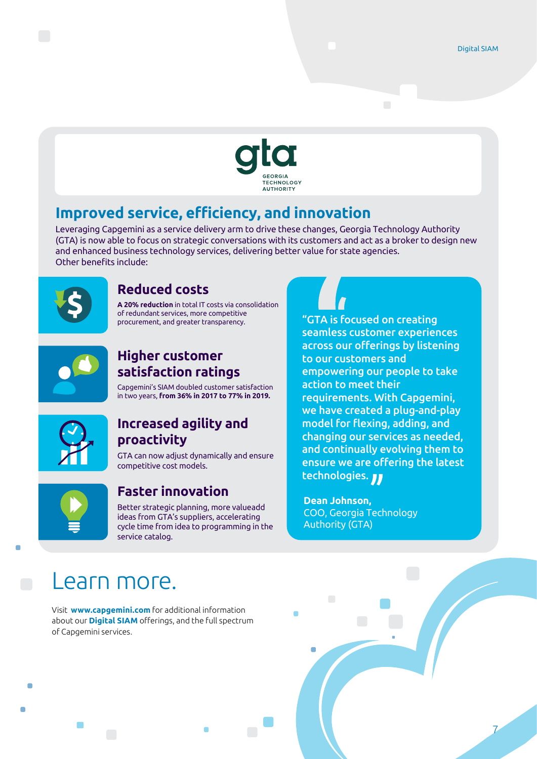gta

GEORGIA TECHNOLOGY AUTHORITY

## Improved service, efficiency, and innovation

Leveraging Capgemini as a service delivery arm to drive these changes, Georgia Technology Authority (GTA) is now able to focus on strategic conversations with its customers and act as a broker to design new and enhanced business technology services, delivering better value for state agencies.
Other benefits include:

### Reduced costs

**A 20% reduction** in total IT costs via consolidation of redundant services, more competitive procurement, and greater transparency.

### Higher customer satisfaction ratings

Capgemini's SIAM doubled customer satisfaction in two years, **from 36% in 2017 to 77% in 2019.**

### Increased agility and proactivity

GTA can now adjust dynamically and ensure competitive cost models.

### Faster innovation

Better strategic planning, more valueadd ideas from GTA's suppliers, accelerating cycle time from idea to programming in the service catalog.

"GTA is focused on creating seamless customer experiences across our offerings by listening to our customers and empowering our people to take action to meet their requirements. With Capgemini, we have created a plug-and-play model for flexing, adding, and changing our services as needed, and continually evolving them to ensure we are offering the latest technologies."

**Dean Johnson,**
COO, Georgia Technology Authority (GTA)

# Learn more.

Visit **www.capgemini.com** for additional information about our **Digital SIAM** offerings, and the full spectrum of Capgemini services.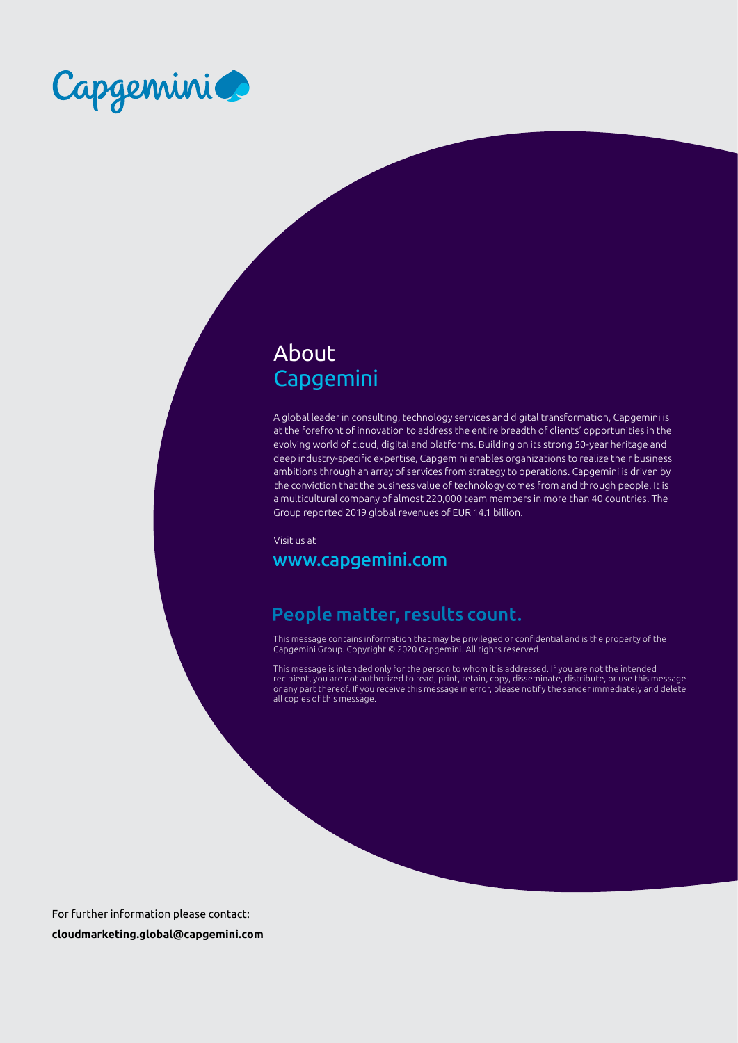Capgemini

## About Capgemini

A global leader in consulting, technology services and digital transformation, Capgemini is at the forefront of innovation to address the entire breadth of clients' opportunities in the evolving world of cloud, digital and platforms. Building on its strong 50-year heritage and deep industry-specific expertise, Capgemini enables organizations to realize their business ambitions through an array of services from strategy to operations. Capgemini is driven by the conviction that the business value of technology comes from and through people. It is a multicultural company of almost 220,000 team members in more than 40 countries. The Group reported 2019 global revenues of EUR 14.1 billion.

Visit us at

### www.capgemini.com

## People matter, results count.

This message contains information that may be privileged or confidential and is the property of the Capgemini Group. Copyright © 2020 Capgemini. All rights reserved.

This message is intended only for the person to whom it is addressed. If you are not the intended recipient, you are not authorized to read, print, retain, copy, disseminate, distribute, or use this message or any part thereof. If you receive this message in error, please notify the sender immediately and delete all copies of this message.

For further information please contact:

**cloudmarketing.global@capgemini.com**